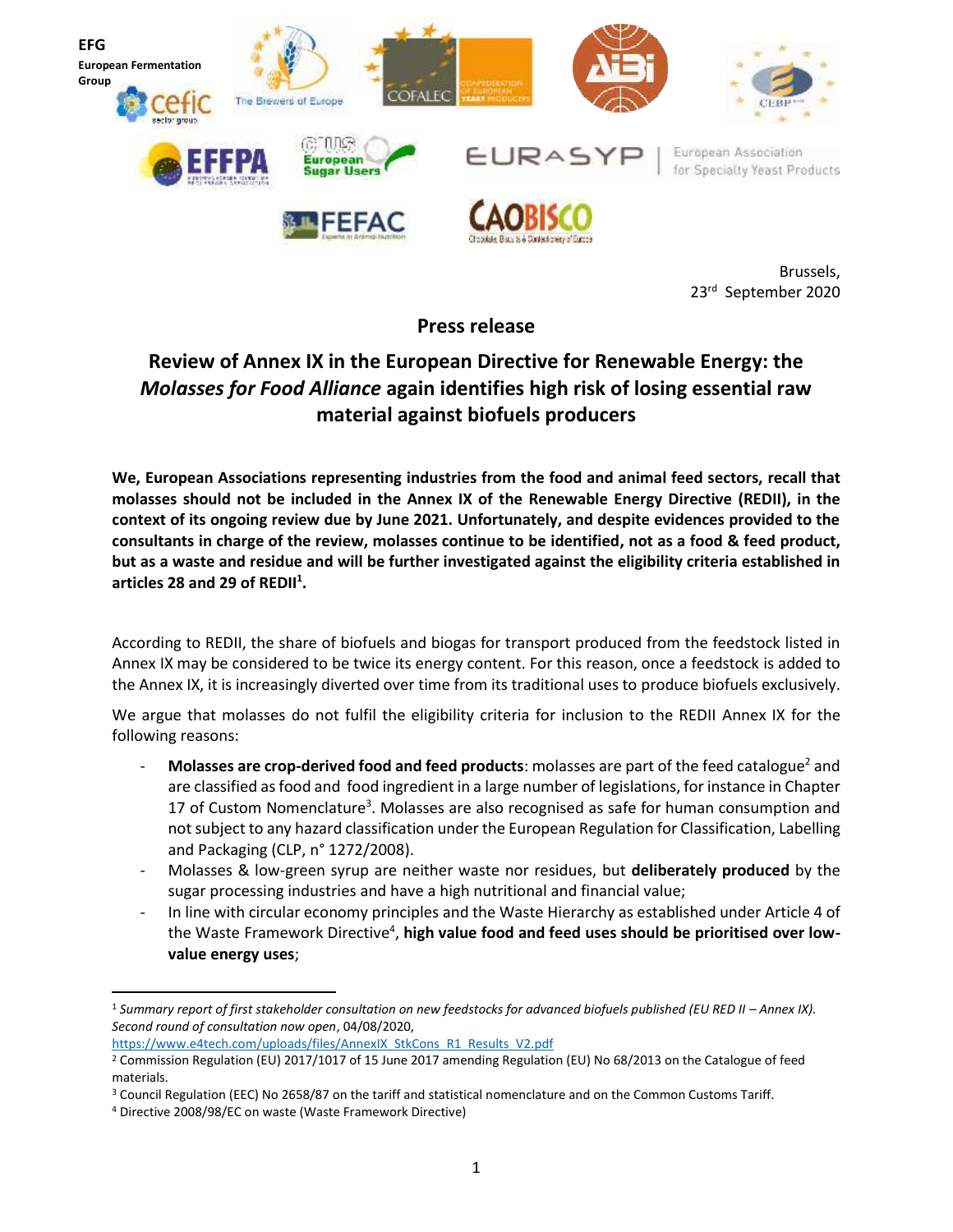**EFG**
**European Fermentation Group**

Brussels,
23rd September 2020

# Press release

## Review of Annex IX in the European Directive for Renewable Energy: the *Molasses for Food Alliance* again identifies high risk of losing essential raw material against biofuels producers

**We, European Associations representing industries from the food and animal feed sectors, recall that molasses should not be included in the Annex IX of the Renewable Energy Directive (REDII), in the context of its ongoing review due by June 2021. Unfortunately, and despite evidences provided to the consultants in charge of the review, molasses continue to be identified, not as a food & feed product, but as a waste and residue and will be further investigated against the eligibility criteria established in articles 28 and 29 of REDII[1].**

According to REDII, the share of biofuels and biogas for transport produced from the feedstock listed in Annex IX may be considered to be twice its energy content. For this reason, once a feedstock is added to the Annex IX, it is increasingly diverted over time from its traditional uses to produce biofuels exclusively.

We argue that molasses do not fulfil the eligibility criteria for inclusion to the REDII Annex IX for the following reasons:

- **Molasses are crop-derived food and feed products**: molasses are part of the feed catalogue[2] and are classified as food and food ingredient in a large number of legislations, for instance in Chapter 17 of Custom Nomenclature[3]. Molasses are also recognised as safe for human consumption and not subject to any hazard classification under the European Regulation for Classification, Labelling and Packaging (CLP, n° 1272/2008).
- Molasses & low-green syrup are neither waste nor residues, but **deliberately produced** by the sugar processing industries and have a high nutritional and financial value;
- In line with circular economy principles and the Waste Hierarchy as established under Article 4 of the Waste Framework Directive[4], **high value food and feed uses should be prioritised over low-value energy uses**;

---

[1] *Summary report of first stakeholder consultation on new feedstocks for advanced biofuels published (EU RED II – Annex IX). Second round of consultation now open*, 04/08/2020, https://www.e4tech.com/uploads/files/AnnexIX_StkCons_R1_Results_V2.pdf

[2] Commission Regulation (EU) 2017/1017 of 15 June 2017 amending Regulation (EU) No 68/2013 on the Catalogue of feed materials.

[3] Council Regulation (EEC) No 2658/87 on the tariff and statistical nomenclature and on the Common Customs Tariff.

[4] Directive 2008/98/EC on waste (Waste Framework Directive)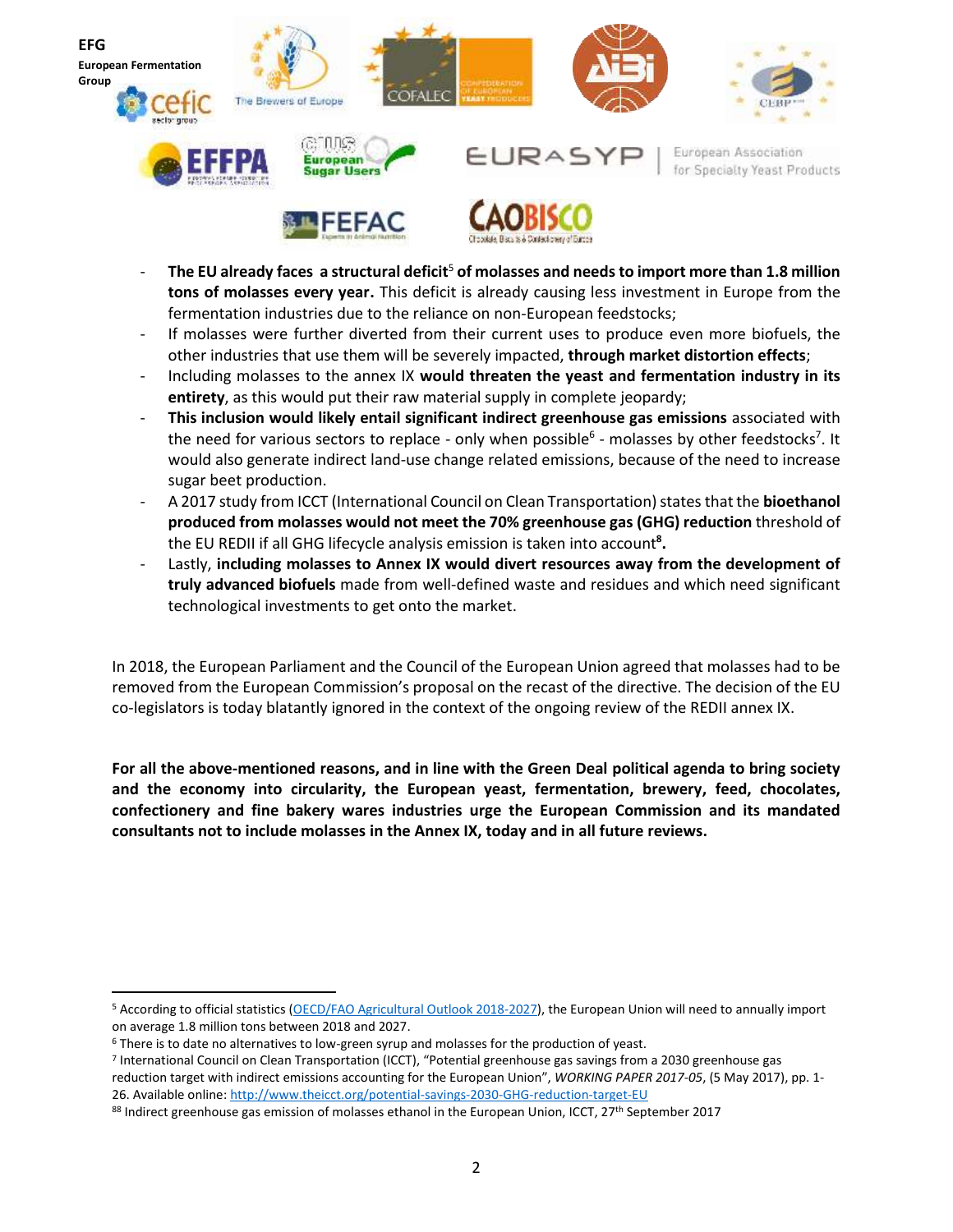- **The EU already faces a structural deficit**[5] **of molasses and needs to import more than 1.8 million tons of molasses every year.** This deficit is already causing less investment in Europe from the fermentation industries due to the reliance on non-European feedstocks;
- If molasses were further diverted from their current uses to produce even more biofuels, the other industries that use them will be severely impacted, **through market distortion effects**;
- Including molasses to the annex IX **would threaten the yeast and fermentation industry in its entirety**, as this would put their raw material supply in complete jeopardy;
- **This inclusion would likely entail significant indirect greenhouse gas emissions** associated with the need for various sectors to replace - only when possible[6] - molasses by other feedstocks[7]. It would also generate indirect land-use change related emissions, because of the need to increase sugar beet production.
- A 2017 study from ICCT (International Council on Clean Transportation) states that the **bioethanol produced from molasses would not meet the 70% greenhouse gas (GHG) reduction** threshold of the EU REDII if all GHG lifecycle analysis emission is taken into account[8].
- Lastly, **including molasses to Annex IX would divert resources away from the development of truly advanced biofuels** made from well-defined waste and residues and which need significant technological investments to get onto the market.

In 2018, the European Parliament and the Council of the European Union agreed that molasses had to be removed from the European Commission's proposal on the recast of the directive. The decision of the EU co-legislators is today blatantly ignored in the context of the ongoing review of the REDII annex IX.

**For all the above-mentioned reasons, and in line with the Green Deal political agenda to bring society and the economy into circularity, the European yeast, fermentation, brewery, feed, chocolates, confectionery and fine bakery wares industries urge the European Commission and its mandated consultants not to include molasses in the Annex IX, today and in all future reviews.**

---

[5] According to official statistics (OECD/FAO Agricultural Outlook 2018-2027), the European Union will need to annually import on average 1.8 million tons between 2018 and 2027.

[6] There is to date no alternatives to low-green syrup and molasses for the production of yeast.

[7] International Council on Clean Transportation (ICCT), "Potential greenhouse gas savings from a 2030 greenhouse gas reduction target with indirect emissions accounting for the European Union", *WORKING PAPER 2017-05*, (5 May 2017), pp. 1-26. Available online: http://www.theicct.org/potential-savings-2030-GHG-reduction-target-EU

[8] Indirect greenhouse gas emission of molasses ethanol in the European Union, ICCT, 27th September 2017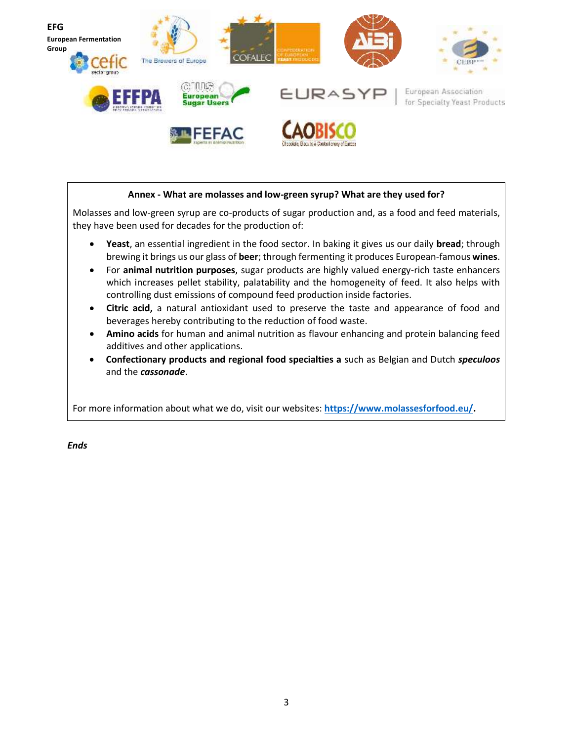**EFG**
**European Fermentation Group**

**Annex - What are molasses and low-green syrup? What are they used for?**

Molasses and low-green syrup are co-products of sugar production and, as a food and feed materials, they have been used for decades for the production of:

- **Yeast**, an essential ingredient in the food sector. In baking it gives us our daily **bread**; through brewing it brings us our glass of **beer**; through fermenting it produces European-famous **wines**.
- For **animal nutrition purposes**, sugar products are highly valued energy-rich taste enhancers which increases pellet stability, palatability and the homogeneity of feed. It also helps with controlling dust emissions of compound feed production inside factories.
- **Citric acid,** a natural antioxidant used to preserve the taste and appearance of food and beverages hereby contributing to the reduction of food waste.
- **Amino acids** for human and animal nutrition as flavour enhancing and protein balancing feed additives and other applications.
- **Confectionary products and regional food specialties a** such as Belgian and Dutch ***speculoos*** and the ***cassonade***.

For more information about what we do, visit our websites: **https://www.molassesforfood.eu/.**

***Ends***